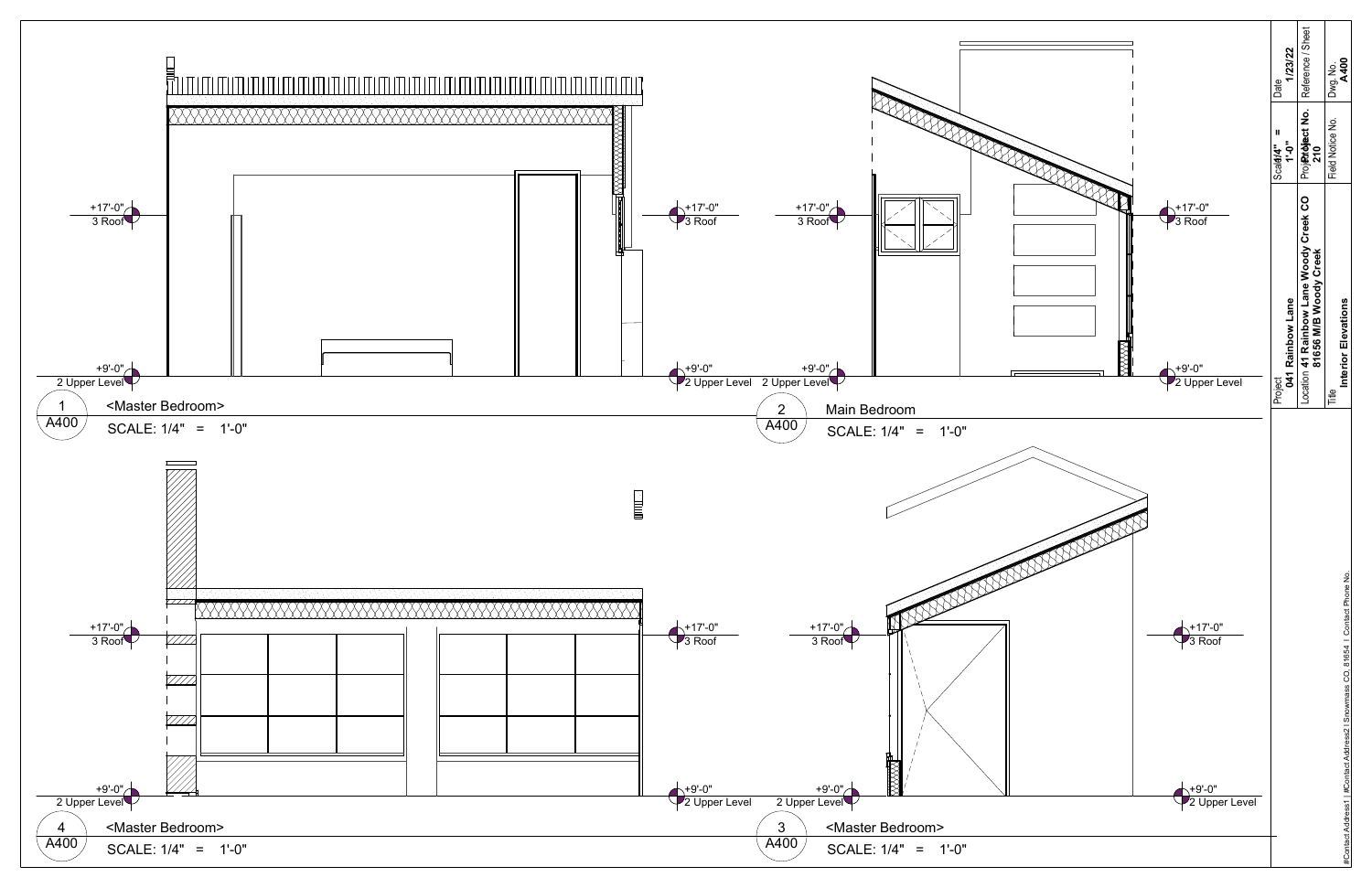+17'-0"
3 Roof

+9'-0"
2 Upper Level

1
A400

<Master Bedroom>

SCALE: 1/4" = 1'-0"

+17'-0"
3 Roof

+9'-0"
2 Upper Level

2
A400

Main Bedroom

SCALE: 1/4" = 1'-0"

+17'-0"
3 Roof

+9'-0"
2 Upper Level

4
A400

<Master Bedroom>

SCALE: 1/4" = 1'-0"

+17'-0"
3 Roof

+9'-0"
2 Upper Level

3
A400

<Master Bedroom>

SCALE: 1/4" = 1'-0"

| | |
|---|---|
| Project | 041 Rainbow Lane |
| Location | 41 Rainbow Lane Woody Creek CO 81656 M/B Woody Creek |
| Title | Interior Elevations |
| Scale | 1/4" = 1'-0" |
| Project No. | 210 |
| Field Notice No. | |
| Date | 1/23/22 |
| Reference / Sheet | |
| Dwg. No. | A400 |

#Contact Address1 | #Contact Address2 | Snowmass CO, 81654 | Contact Phone No.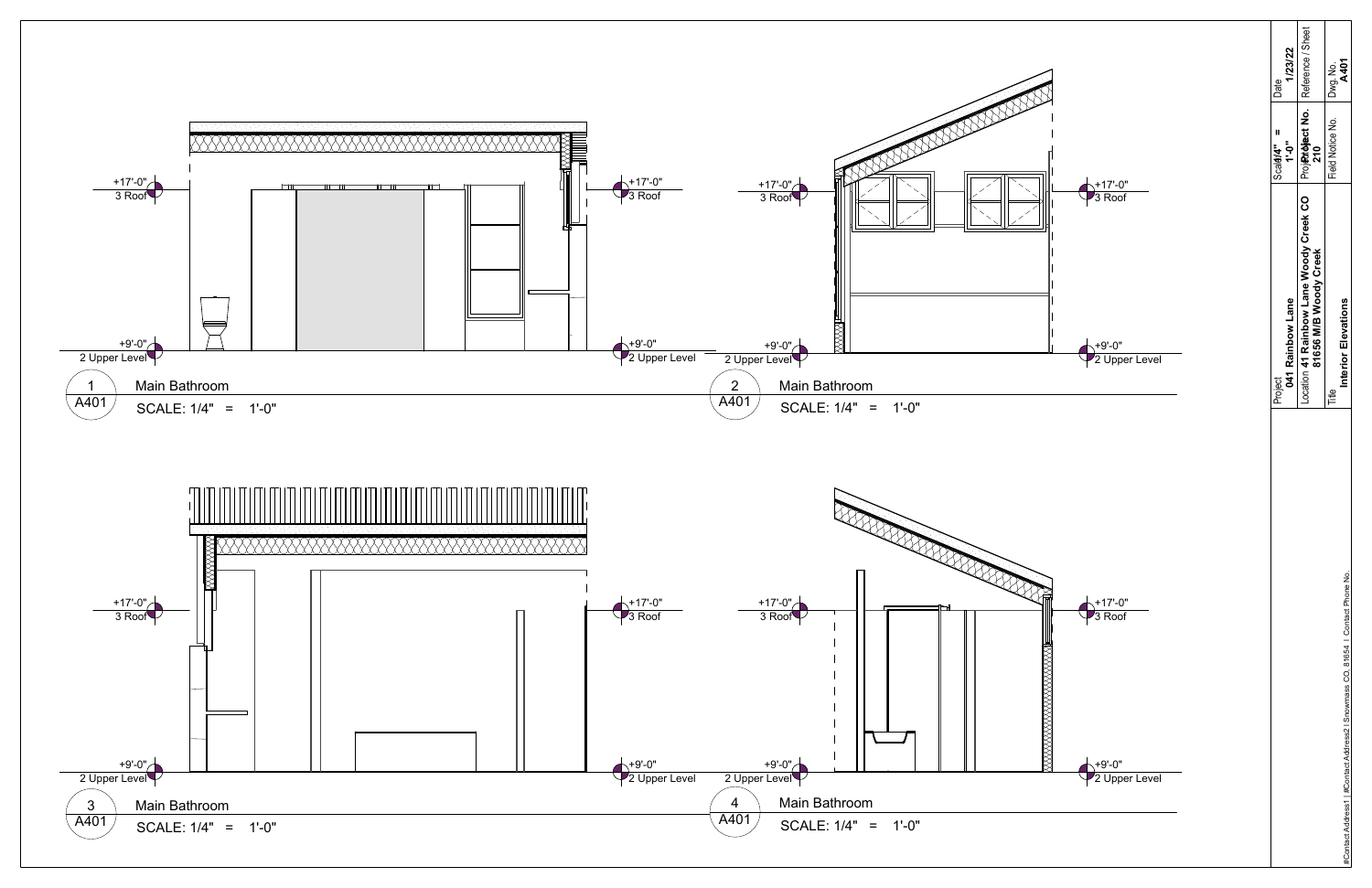+17'-0"
3 Roof

+9'-0"
2 Upper Level

1
A401

Main Bathroom

SCALE: 1/4" = 1'-0"

+17'-0"
3 Roof

+9'-0"
2 Upper Level

2
A401

Main Bathroom

SCALE: 1/4" = 1'-0"

+17'-0"
3 Roof

+9'-0"
2 Upper Level

3
A401

Main Bathroom

SCALE: 1/4" = 1'-0"

+17'-0"
3 Roof

+9'-0"
2 Upper Level

4
A401

Main Bathroom

SCALE: 1/4" = 1'-0"

| | |
|---|---|
| Project | 041 Rainbow Lane |
| Location | 41 Rainbow Lane Woody Creek CO 81656 M/B Woody Creek |
| Title | Interior Elevations |
| Scale | 1/4" = 1'-0" |
| Project No. | 210 |
| Field Notice No. | |
| Date | 1/23/22 |
| Reference / Sheet | |
| Dwg. No. | A401 |

#Contact Address1 | #Contact Address2 | Snowmass CO, 81654 | Contact Phone No.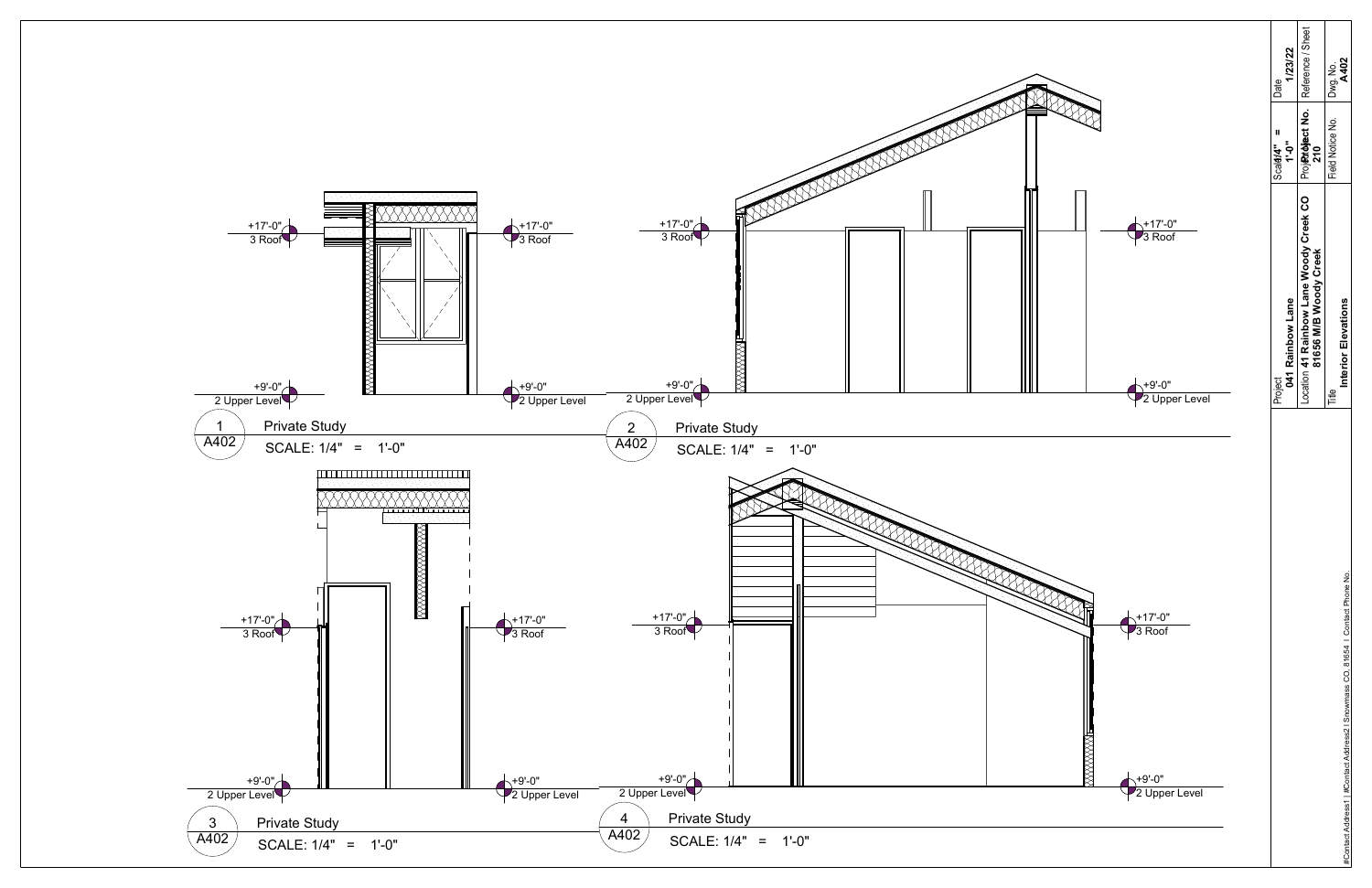+17'-0"
3 Roof

+17'-0"
3 Roof

+9'-0"
2 Upper Level

+9'-0"
2 Upper Level

1 / A402 — Private Study
SCALE: 1/4" = 1'-0"

+17'-0"
3 Roof

+17'-0"
3 Roof

+9'-0"
2 Upper Level

+9'-0"
2 Upper Level

2 / A402 — Private Study
SCALE: 1/4" = 1'-0"

+17'-0"
3 Roof

+17'-0"
3 Roof

+9'-0"
2 Upper Level

+9'-0"
2 Upper Level

3 / A402 — Private Study
SCALE: 1/4" = 1'-0"

+17'-0"
3 Roof

+17'-0"
3 Roof

+9'-0"
2 Upper Level

+9'-0"
2 Upper Level

4 / A402 — Private Study
SCALE: 1/4" = 1'-0"

| | |
|---|---|
| Project | 041 Rainbow Lane |
| Location | 41 Rainbow Lane Woody Creek CO 81656 M/B Woody Creek |
| Title | Interior Elevations |
| Scale | 1/4" = 1'-0" |
| Project No. | 210 |
| Field Notice No. | |
| Date | 1/23/22 |
| Reference / Sheet | |
| Dwg. No. | A402 |

#Contact Address1 | #Contact Address2 | Snowmass CO, 81654 | Contact Phone No.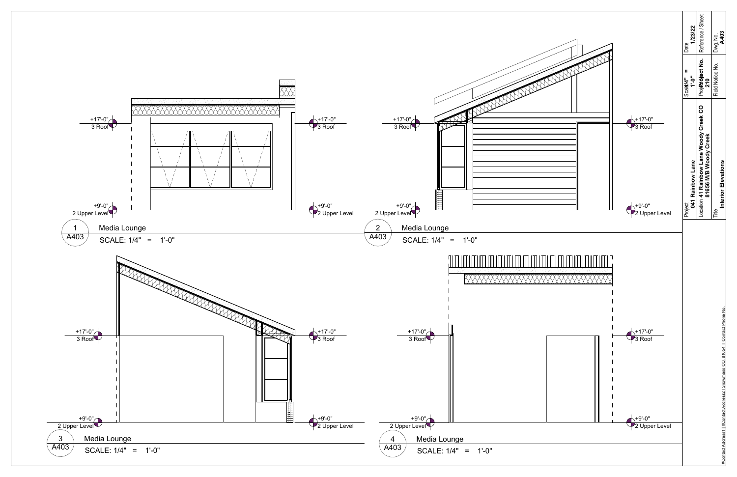+17'-0"
3 Roof

+9'-0"
2 Upper Level

1 / A403 — Media Lounge
SCALE: 1/4" = 1'-0"

2 / A403 — Media Lounge
SCALE: 1/4" = 1'-0"

3 / A403 — Media Lounge
SCALE: 1/4" = 1'-0"

4 / A403 — Media Lounge
SCALE: 1/4" = 1'-0"

| | | |
|---|---|---|
| Project: 041 Rainbow Lane | Scale: 1/4" = 1'-0" | Date: 1/23/22 |
| Location: 41 Rainbow Lane Woody Creek CO 81656 M/B Woody Creek | Project No.: 210 | Reference / Sheet |
| Title: Interior Elevations | Field Notice No. | Dwg. No.: A403 |

#Contact Address1 | #Contact Address2 | Snowmass CO, 81654 | Contact Phone No.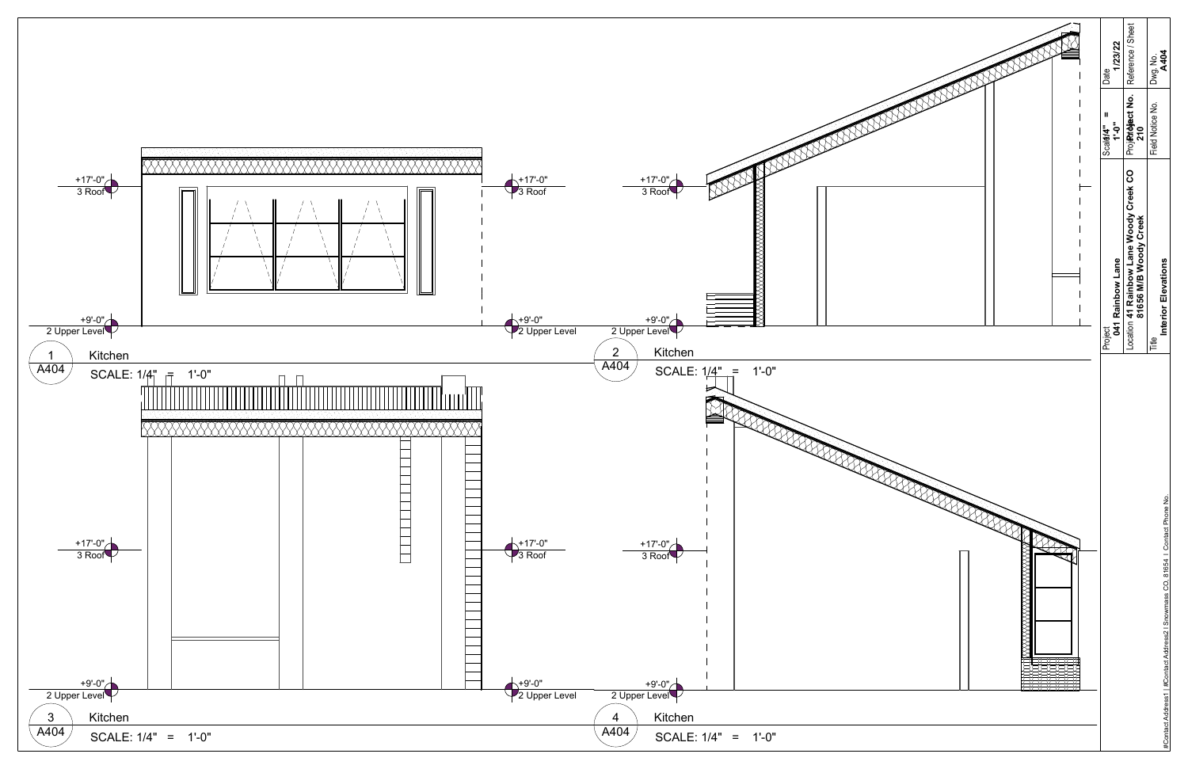+17'-0"
3 Roof

+9'-0"
2 Upper Level

1 / A404 — Kitchen

SCALE: 1/4" = 1'-0"

+17'-0"
3 Roof

+9'-0"
2 Upper Level

2 / A404 — Kitchen

SCALE: 1/4" = 1'-0"

+17'-0"
3 Roof

+9'-0"
2 Upper Level

3 / A404 — Kitchen

SCALE: 1/4" = 1'-0"

+17'-0"
3 Roof

+9'-0"
2 Upper Level

4 / A404 — Kitchen

SCALE: 1/4" = 1'-0"

| | |
|---|---|
| Date | 1/23/22 |
| Reference / Sheet | |
| Dwg. No. | A404 |
| Scale | 1/4" = 1'-0" |
| Project No. | 210 |
| Field Notice No. | |
| Project | 041 Rainbow Lane |
| Location | 41 Rainbow Lane Woody Creek CO 81656 M/B Woody Creek |
| Title | Interior Elevations |

#Contact Address1 | #Contact Address2 | Snowmass CO, 81654 | Contact Phone No.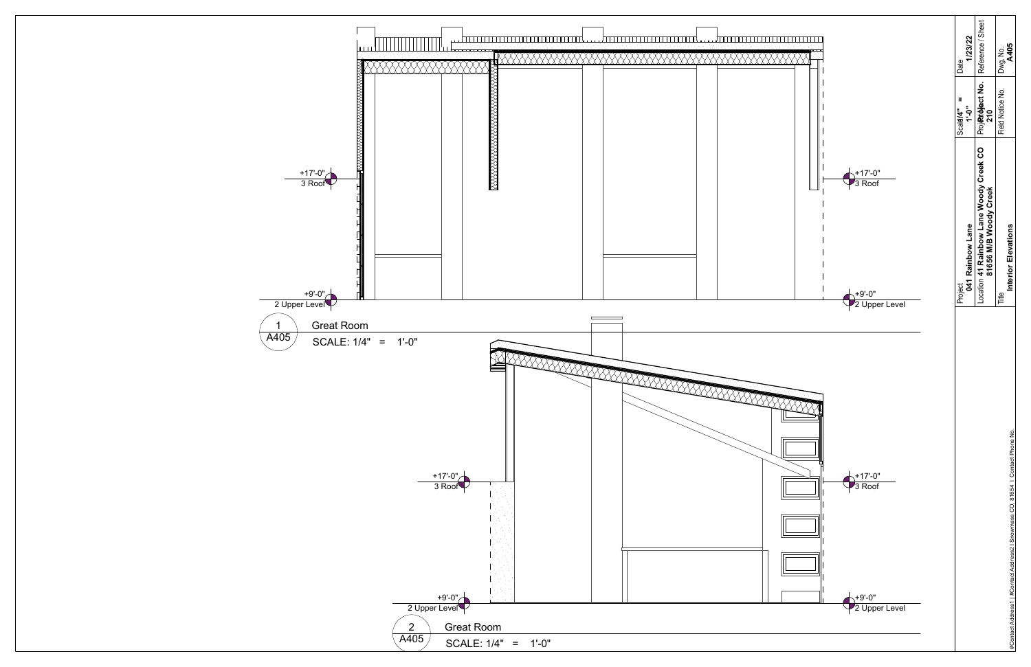+17'-0"
3 Roof

+17'-0"
3 Roof

+9'-0"
2 Upper Level

+9'-0"
2 Upper Level

1
A405

Great Room

SCALE: 1/4" = 1'-0"

+17'-0"
3 Roof

+17'-0"
3 Roof

+9'-0"
2 Upper Level

+9'-0"
2 Upper Level

2
A405

Great Room

SCALE: 1/4" = 1'-0"

| | | |
|---|---|---|
| Date 1/23/22 | Scale 1/4" = 1'-0" | Project 041 Rainbow Lane |
| Reference / Sheet | Project No. 210 | Location 41 Rainbow Lane Woody Creek CO 81656 M/B Woody Creek |
| Dwg. No. A405 | Field Notice No. | Title Interior Elevations |

#Contact Address1 | #Contact Address2 | Snowmass CO, 81654 | Contact Phone No.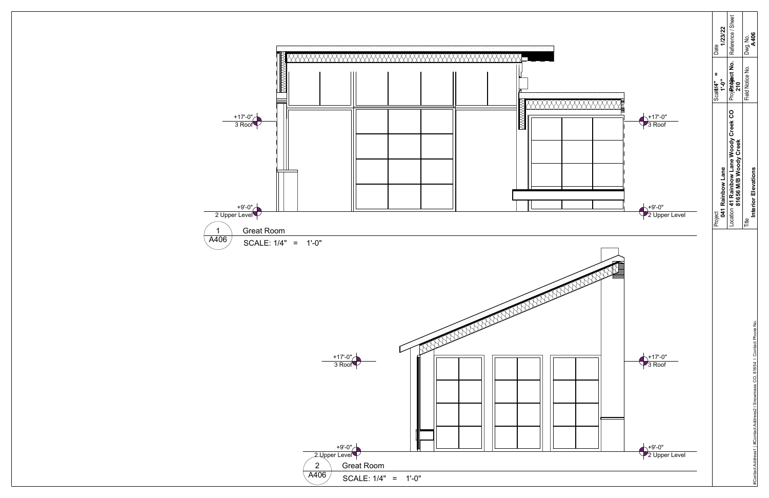+17'-0"
3 Roof

+9'-0"
2 Upper Level

+17'-0"
3 Roof

+9'-0"
2 Upper Level

1
A406

**Great Room**

SCALE: 1/4" = 1'-0"

+17'-0"
3 Roof

+9'-0"
2 Upper Level

+17'-0"
3 Roof

+9'-0"
2 Upper Level

2
A406

**Great Room**

SCALE: 1/4" = 1'-0"

| | | | |
|---|---|---|---|
| Project **041 Rainbow Lane** | Scale **1/4" = 1'-0"** | Date **1/23/22** | |
| Location **41 Rainbow Lane Woody Creek CO 81656 M/B Woody Creek** | Project No. **210** | Reference / Sheet | |
| Title **Interior Elevations** | Field Notice No. | Dwg. No. **A406** | |

#Contact Address1 | #Contact Address2 | Snowmass CO, 81654 | Contact Phone No.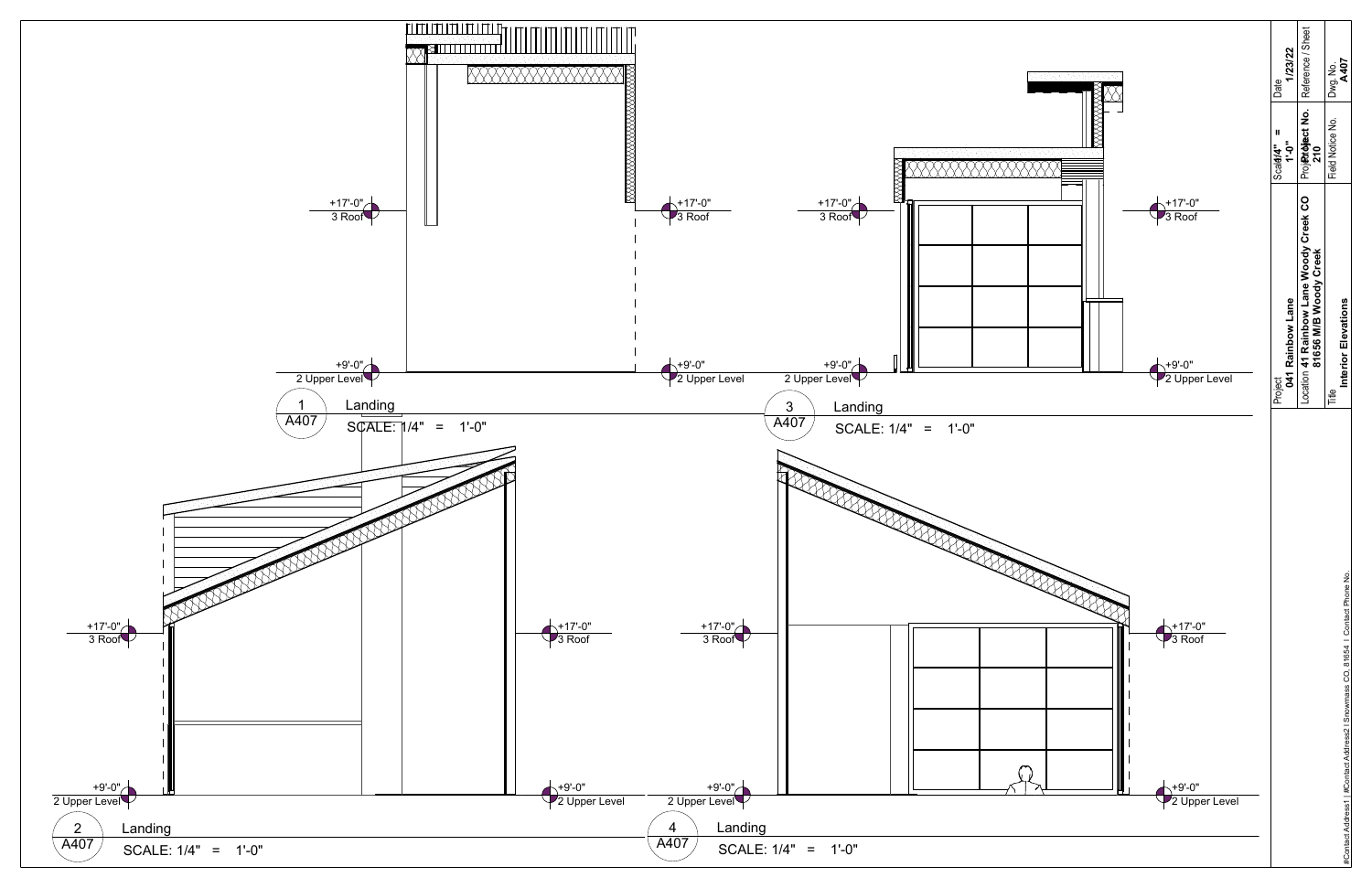+17'-0"
3 Roof

+17'-0"
3 Roof

+9'-0"
2 Upper Level

+9'-0"
2 Upper Level

1
A407
Landing
SCALE: 1/4" = 1'-0"

+17'-0"
3 Roof

+17'-0"
3 Roof

+9'-0"
2 Upper Level

+9'-0"
2 Upper Level

3
A407
Landing
SCALE: 1/4" = 1'-0"

+17'-0"
3 Roof

+17'-0"
3 Roof

+9'-0"
2 Upper Level

+9'-0"
2 Upper Level

2
A407
Landing
SCALE: 1/4" = 1'-0"

+17'-0"
3 Roof

+17'-0"
3 Roof

+9'-0"
2 Upper Level

+9'-0"
2 Upper Level

4
A407
Landing
SCALE: 1/4" = 1'-0"

| | |
|---|---|
| Project | 041 Rainbow Lane |
| Location | 41 Rainbow Lane Woody Creek CO 81656 M/B Woody Creek |
| Title | Interior Elevations |
| Scale | 1/4" = 1'-0" |
| Project No. | 210 |
| Field Notice No. | |
| Date | 1/23/22 |
| Reference / Sheet | |
| Dwg. No. | A407 |

#Contact Address1 | #Contact Address2 | Snowmass CO, 81654 | Contact Phone No.